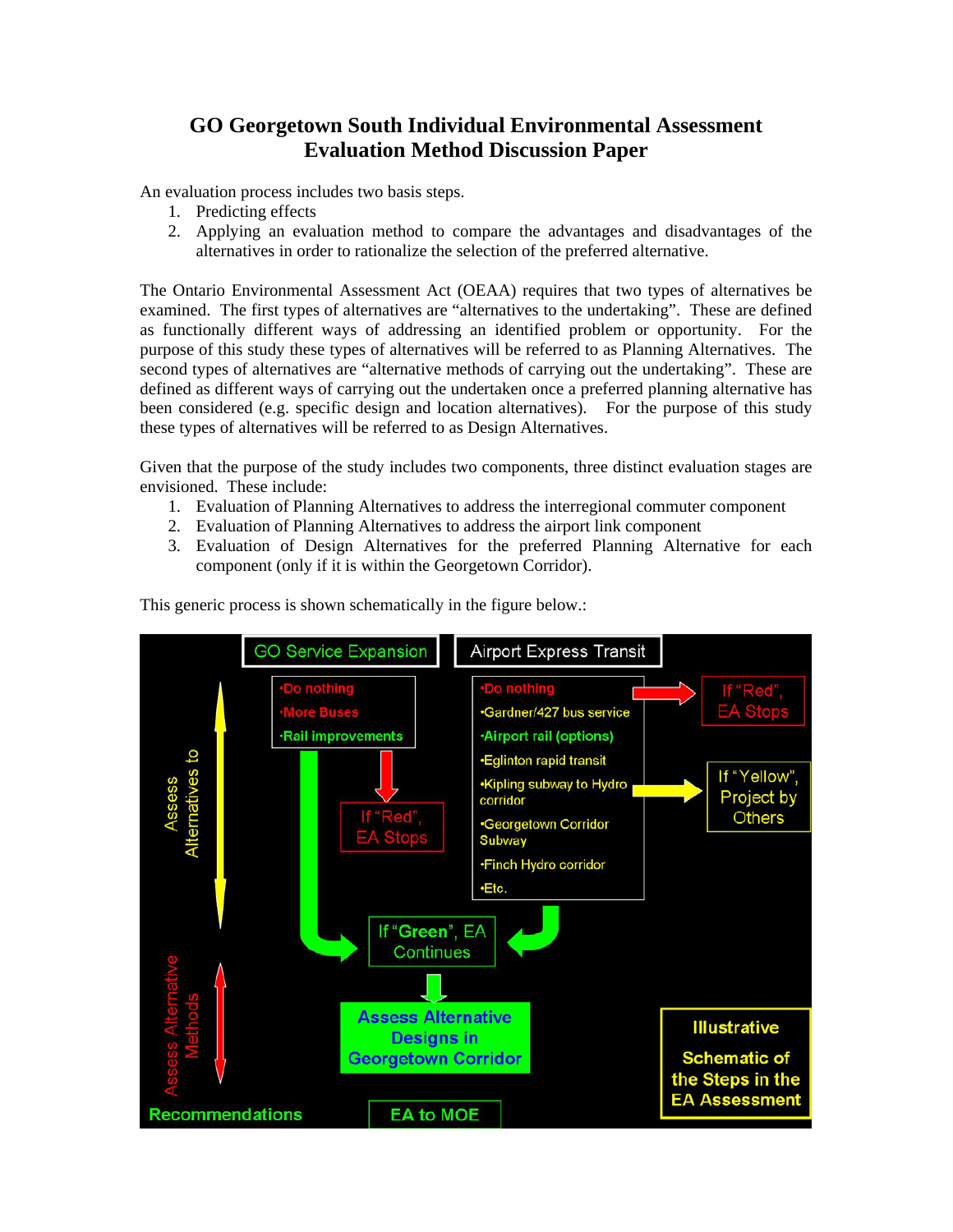# GO Georgetown South Individual Environmental Assessment
# Evaluation Method Discussion Paper

An evaluation process includes two basis steps.

1. Predicting effects
2. Applying an evaluation method to compare the advantages and disadvantages of the alternatives in order to rationalize the selection of the preferred alternative.

The Ontario Environmental Assessment Act (OEAA) requires that two types of alternatives be examined. The first types of alternatives are "alternatives to the undertaking". These are defined as functionally different ways of addressing an identified problem or opportunity. For the purpose of this study these types of alternatives will be referred to as Planning Alternatives. The second types of alternatives are "alternative methods of carrying out the undertaking". These are defined as different ways of carrying out the undertaken once a preferred planning alternative has been considered (e.g. specific design and location alternatives). For the purpose of this study these types of alternatives will be referred to as Design Alternatives.

Given that the purpose of the study includes two components, three distinct evaluation stages are envisioned. These include:

1. Evaluation of Planning Alternatives to address the interregional commuter component
2. Evaluation of Planning Alternatives to address the airport link component
3. Evaluation of Design Alternatives for the preferred Planning Alternative for each component (only if it is within the Georgetown Corridor).

This generic process is shown schematically in the figure below.:

Assess Alternatives to

GO Service Expansion
- •Do nothing
- •More Buses
- •Rail improvements

If "Red", EA Stops

Airport Express Transit
- •Do nothing
- •Gardner/427 bus service
- •Airport rail (options)
- •Eglinton rapid transit
- •Kipling subway to Hydro corridor
- •Georgetown Corridor Subway
- •Finch Hydro corridor
- •Etc.

If "Red", EA Stops

If "Yellow", Project by Others

If "**Green**", EA Continues

Assess Alternative Methods

Assess Alternative Designs in Georgetown Corridor

Recommendations

EA to MOE

**Illustrative Schematic of the Steps in the EA Assessment**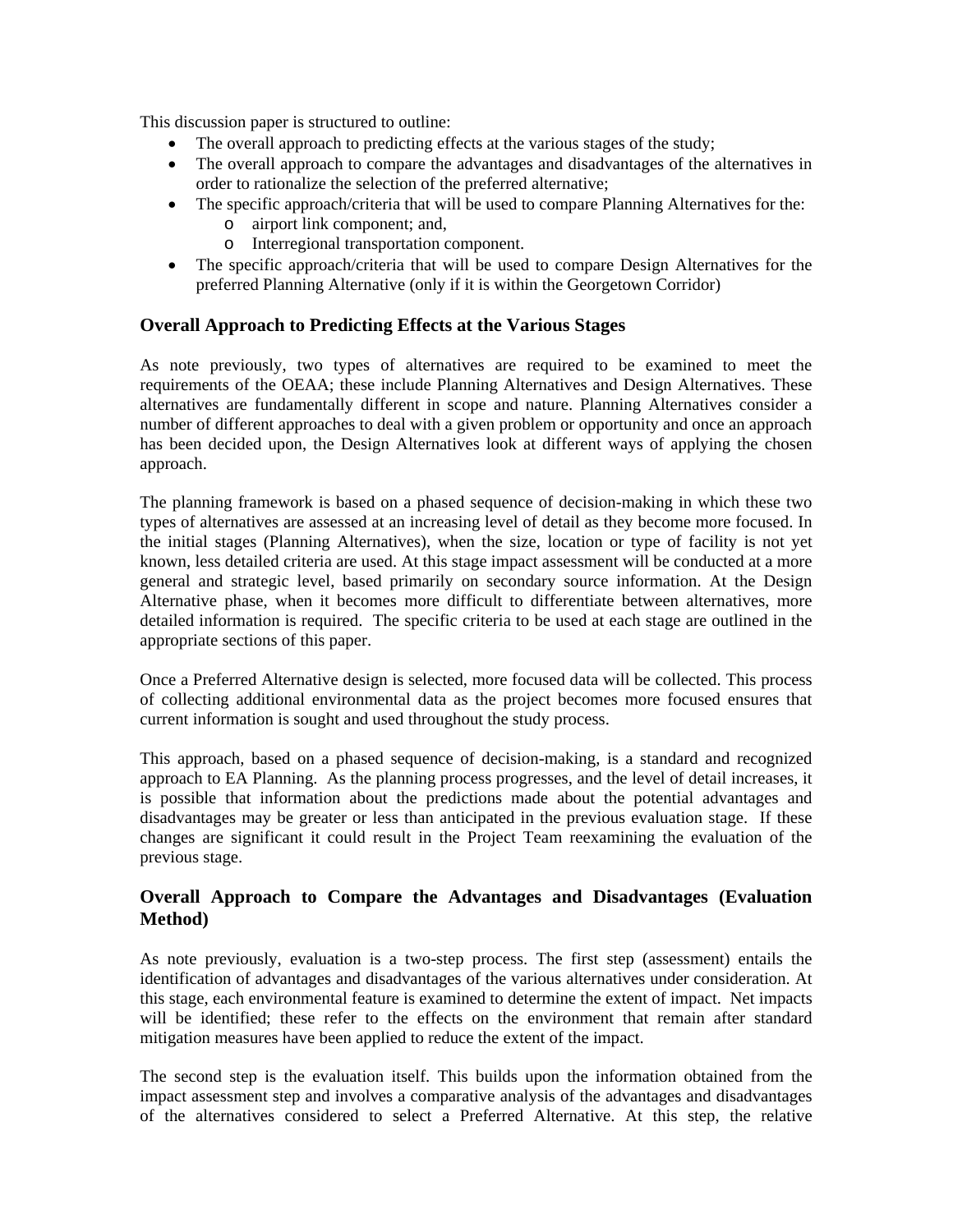This discussion paper is structured to outline:

- The overall approach to predicting effects at the various stages of the study;
- The overall approach to compare the advantages and disadvantages of the alternatives in order to rationalize the selection of the preferred alternative;
- The specific approach/criteria that will be used to compare Planning Alternatives for the:
  - airport link component; and,
  - Interregional transportation component.
- The specific approach/criteria that will be used to compare Design Alternatives for the preferred Planning Alternative (only if it is within the Georgetown Corridor)

### Overall Approach to Predicting Effects at the Various Stages

As note previously, two types of alternatives are required to be examined to meet the requirements of the OEAA; these include Planning Alternatives and Design Alternatives. These alternatives are fundamentally different in scope and nature. Planning Alternatives consider a number of different approaches to deal with a given problem or opportunity and once an approach has been decided upon, the Design Alternatives look at different ways of applying the chosen approach.

The planning framework is based on a phased sequence of decision-making in which these two types of alternatives are assessed at an increasing level of detail as they become more focused. In the initial stages (Planning Alternatives), when the size, location or type of facility is not yet known, less detailed criteria are used. At this stage impact assessment will be conducted at a more general and strategic level, based primarily on secondary source information. At the Design Alternative phase, when it becomes more difficult to differentiate between alternatives, more detailed information is required. The specific criteria to be used at each stage are outlined in the appropriate sections of this paper.

Once a Preferred Alternative design is selected, more focused data will be collected. This process of collecting additional environmental data as the project becomes more focused ensures that current information is sought and used throughout the study process.

This approach, based on a phased sequence of decision-making, is a standard and recognized approach to EA Planning. As the planning process progresses, and the level of detail increases, it is possible that information about the predictions made about the potential advantages and disadvantages may be greater or less than anticipated in the previous evaluation stage. If these changes are significant it could result in the Project Team reexamining the evaluation of the previous stage.

### Overall Approach to Compare the Advantages and Disadvantages (Evaluation Method)

As note previously, evaluation is a two-step process. The first step (assessment) entails the identification of advantages and disadvantages of the various alternatives under consideration. At this stage, each environmental feature is examined to determine the extent of impact. Net impacts will be identified; these refer to the effects on the environment that remain after standard mitigation measures have been applied to reduce the extent of the impact.

The second step is the evaluation itself. This builds upon the information obtained from the impact assessment step and involves a comparative analysis of the advantages and disadvantages of the alternatives considered to select a Preferred Alternative. At this step, the relative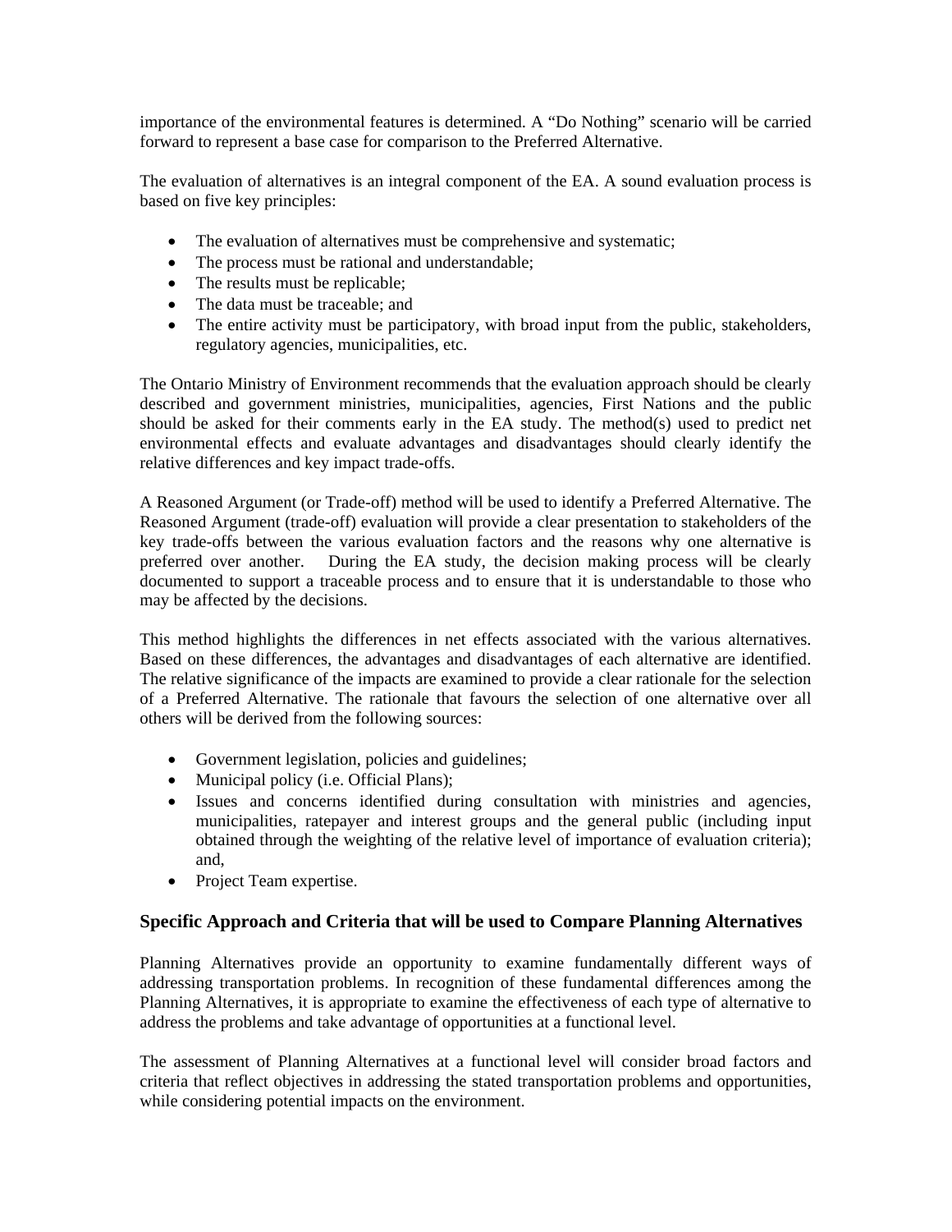importance of the environmental features is determined. A "Do Nothing" scenario will be carried forward to represent a base case for comparison to the Preferred Alternative.

The evaluation of alternatives is an integral component of the EA. A sound evaluation process is based on five key principles:

- The evaluation of alternatives must be comprehensive and systematic;
- The process must be rational and understandable;
- The results must be replicable;
- The data must be traceable; and
- The entire activity must be participatory, with broad input from the public, stakeholders, regulatory agencies, municipalities, etc.

The Ontario Ministry of Environment recommends that the evaluation approach should be clearly described and government ministries, municipalities, agencies, First Nations and the public should be asked for their comments early in the EA study. The method(s) used to predict net environmental effects and evaluate advantages and disadvantages should clearly identify the relative differences and key impact trade-offs.

A Reasoned Argument (or Trade-off) method will be used to identify a Preferred Alternative. The Reasoned Argument (trade-off) evaluation will provide a clear presentation to stakeholders of the key trade-offs between the various evaluation factors and the reasons why one alternative is preferred over another. During the EA study, the decision making process will be clearly documented to support a traceable process and to ensure that it is understandable to those who may be affected by the decisions.

This method highlights the differences in net effects associated with the various alternatives. Based on these differences, the advantages and disadvantages of each alternative are identified. The relative significance of the impacts are examined to provide a clear rationale for the selection of a Preferred Alternative. The rationale that favours the selection of one alternative over all others will be derived from the following sources:

- Government legislation, policies and guidelines;
- Municipal policy (i.e. Official Plans);
- Issues and concerns identified during consultation with ministries and agencies, municipalities, ratepayer and interest groups and the general public (including input obtained through the weighting of the relative level of importance of evaluation criteria); and,
- Project Team expertise.

### Specific Approach and Criteria that will be used to Compare Planning Alternatives

Planning Alternatives provide an opportunity to examine fundamentally different ways of addressing transportation problems. In recognition of these fundamental differences among the Planning Alternatives, it is appropriate to examine the effectiveness of each type of alternative to address the problems and take advantage of opportunities at a functional level.

The assessment of Planning Alternatives at a functional level will consider broad factors and criteria that reflect objectives in addressing the stated transportation problems and opportunities, while considering potential impacts on the environment.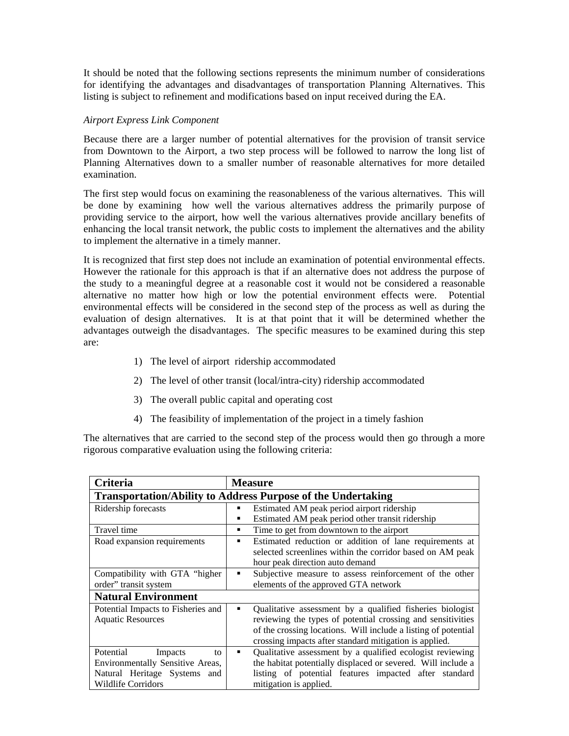It should be noted that the following sections represents the minimum number of considerations for identifying the advantages and disadvantages of transportation Planning Alternatives. This listing is subject to refinement and modifications based on input received during the EA.

*Airport Express Link Component*

Because there are a larger number of potential alternatives for the provision of transit service from Downtown to the Airport, a two step process will be followed to narrow the long list of Planning Alternatives down to a smaller number of reasonable alternatives for more detailed examination.

The first step would focus on examining the reasonableness of the various alternatives. This will be done by examining how well the various alternatives address the primarily purpose of providing service to the airport, how well the various alternatives provide ancillary benefits of enhancing the local transit network, the public costs to implement the alternatives and the ability to implement the alternative in a timely manner.

It is recognized that first step does not include an examination of potential environmental effects. However the rationale for this approach is that if an alternative does not address the purpose of the study to a meaningful degree at a reasonable cost it would not be considered a reasonable alternative no matter how high or low the potential environment effects were. Potential environmental effects will be considered in the second step of the process as well as during the evaluation of design alternatives. It is at that point that it will be determined whether the advantages outweigh the disadvantages. The specific measures to be examined during this step are:

1) The level of airport ridership accommodated
2) The level of other transit (local/intra-city) ridership accommodated
3) The overall public capital and operating cost
4) The feasibility of implementation of the project in a timely fashion

The alternatives that are carried to the second step of the process would then go through a more rigorous comparative evaluation using the following criteria:

| Criteria | Measure |
|---|---|
| **Transportation/Ability to Address Purpose of the Undertaking** | |
| Ridership forecasts | ▪ Estimated AM peak period airport ridership<br>▪ Estimated AM peak period other transit ridership |
| Travel time | ▪ Time to get from downtown to the airport |
| Road expansion requirements | ▪ Estimated reduction or addition of lane requirements at selected screenlines within the corridor based on AM peak hour peak direction auto demand |
| Compatibility with GTA "higher order" transit system | ▪ Subjective measure to assess reinforcement of the other elements of the approved GTA network |
| **Natural Environment** | |
| Potential Impacts to Fisheries and Aquatic Resources | ▪ Qualitative assessment by a qualified fisheries biologist reviewing the types of potential crossing and sensitivities of the crossing locations. Will include a listing of potential crossing impacts after standard mitigation is applied. |
| Potential Impacts to Environmentally Sensitive Areas, Natural Heritage Systems and Wildlife Corridors | ▪ Qualitative assessment by a qualified ecologist reviewing the habitat potentially displaced or severed. Will include a listing of potential features impacted after standard mitigation is applied. |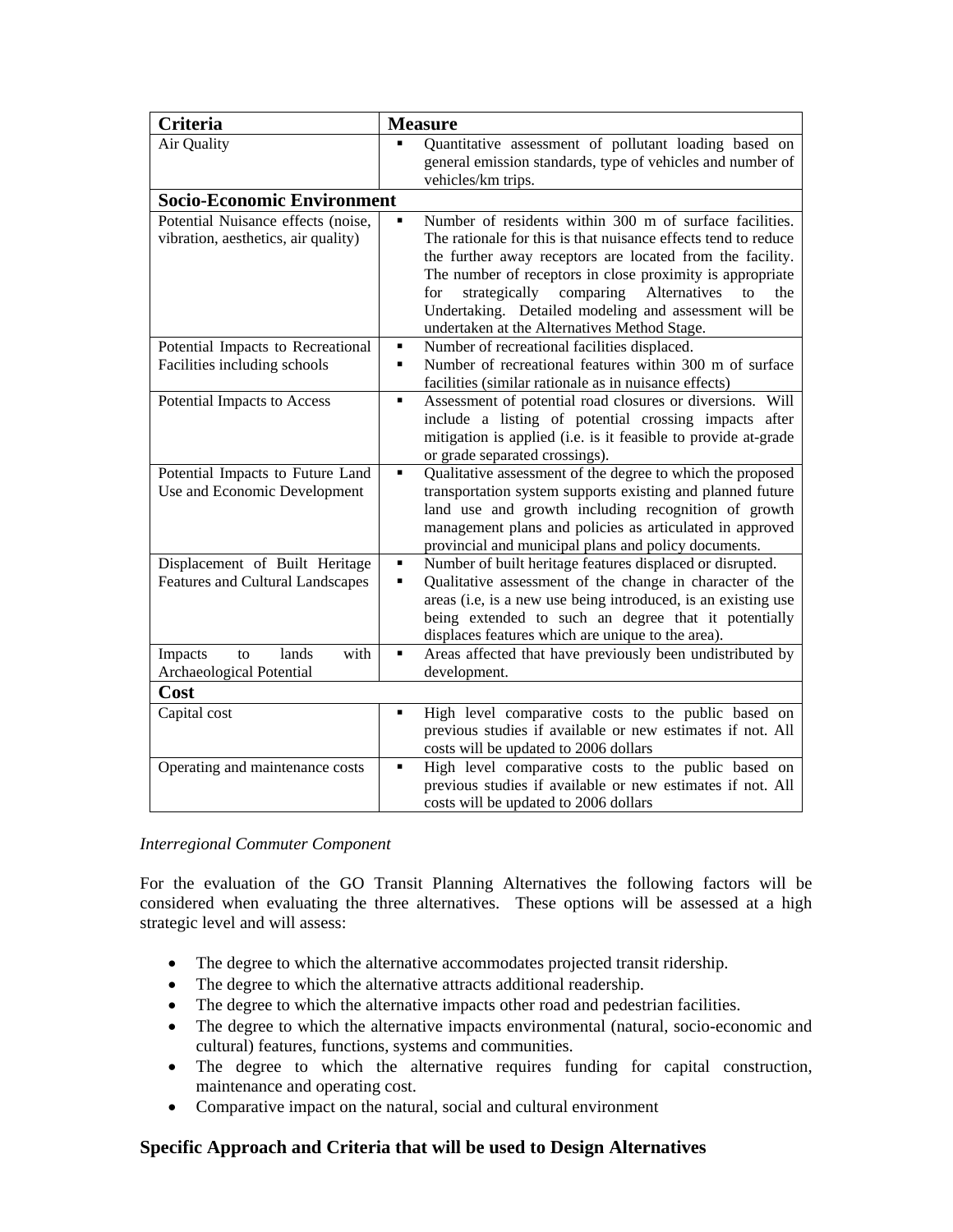| Criteria | Measure |
|---|---|
| Air Quality | ▪ Quantitative assessment of pollutant loading based on general emission standards, type of vehicles and number of vehicles/km trips. |
| **Socio-Economic Environment** | |
| Potential Nuisance effects (noise, vibration, aesthetics, air quality) | ▪ Number of residents within 300 m of surface facilities. The rationale for this is that nuisance effects tend to reduce the further away receptors are located from the facility. The number of receptors in close proximity is appropriate for strategically comparing Alternatives to the Undertaking. Detailed modeling and assessment will be undertaken at the Alternatives Method Stage. |
| Potential Impacts to Recreational Facilities including schools | ▪ Number of recreational facilities displaced.<br>▪ Number of recreational features within 300 m of surface facilities (similar rationale as in nuisance effects) |
| Potential Impacts to Access | ▪ Assessment of potential road closures or diversions. Will include a listing of potential crossing impacts after mitigation is applied (i.e. is it feasible to provide at-grade or grade separated crossings). |
| Potential Impacts to Future Land Use and Economic Development | ▪ Qualitative assessment of the degree to which the proposed transportation system supports existing and planned future land use and growth including recognition of growth management plans and policies as articulated in approved provincial and municipal plans and policy documents. |
| Displacement of Built Heritage Features and Cultural Landscapes | ▪ Number of built heritage features displaced or disrupted.<br>▪ Qualitative assessment of the change in character of the areas (i.e, is a new use being introduced, is an existing use being extended to such an degree that it potentially displaces features which are unique to the area). |
| Impacts to lands with Archaeological Potential | ▪ Areas affected that have previously been undistributed by development. |
| **Cost** | |
| Capital cost | ▪ High level comparative costs to the public based on previous studies if available or new estimates if not. All costs will be updated to 2006 dollars |
| Operating and maintenance costs | ▪ High level comparative costs to the public based on previous studies if available or new estimates if not. All costs will be updated to 2006 dollars |

*Interregional Commuter Component*

For the evaluation of the GO Transit Planning Alternatives the following factors will be considered when evaluating the three alternatives. These options will be assessed at a high strategic level and will assess:

- The degree to which the alternative accommodates projected transit ridership.
- The degree to which the alternative attracts additional readership.
- The degree to which the alternative impacts other road and pedestrian facilities.
- The degree to which the alternative impacts environmental (natural, socio-economic and cultural) features, functions, systems and communities.
- The degree to which the alternative requires funding for capital construction, maintenance and operating cost.
- Comparative impact on the natural, social and cultural environment

## Specific Approach and Criteria that will be used to Design Alternatives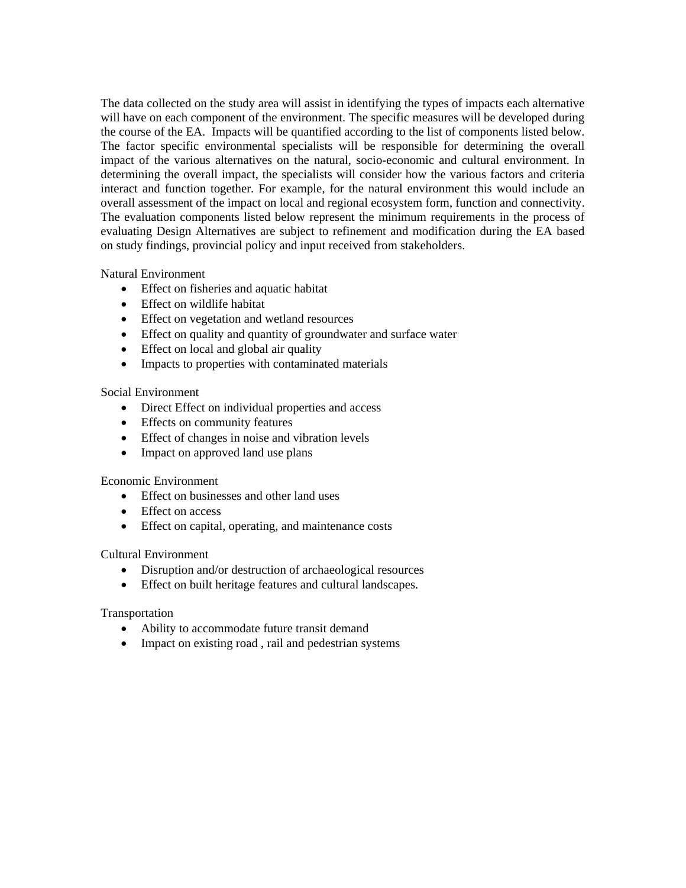The data collected on the study area will assist in identifying the types of impacts each alternative will have on each component of the environment. The specific measures will be developed during the course of the EA. Impacts will be quantified according to the list of components listed below. The factor specific environmental specialists will be responsible for determining the overall impact of the various alternatives on the natural, socio-economic and cultural environment. In determining the overall impact, the specialists will consider how the various factors and criteria interact and function together. For example, for the natural environment this would include an overall assessment of the impact on local and regional ecosystem form, function and connectivity. The evaluation components listed below represent the minimum requirements in the process of evaluating Design Alternatives are subject to refinement and modification during the EA based on study findings, provincial policy and input received from stakeholders.

Natural Environment

- Effect on fisheries and aquatic habitat
- Effect on wildlife habitat
- Effect on vegetation and wetland resources
- Effect on quality and quantity of groundwater and surface water
- Effect on local and global air quality
- Impacts to properties with contaminated materials

Social Environment

- Direct Effect on individual properties and access
- Effects on community features
- Effect of changes in noise and vibration levels
- Impact on approved land use plans

Economic Environment

- Effect on businesses and other land uses
- Effect on access
- Effect on capital, operating, and maintenance costs

Cultural Environment

- Disruption and/or destruction of archaeological resources
- Effect on built heritage features and cultural landscapes.

Transportation

- Ability to accommodate future transit demand
- Impact on existing road , rail and pedestrian systems